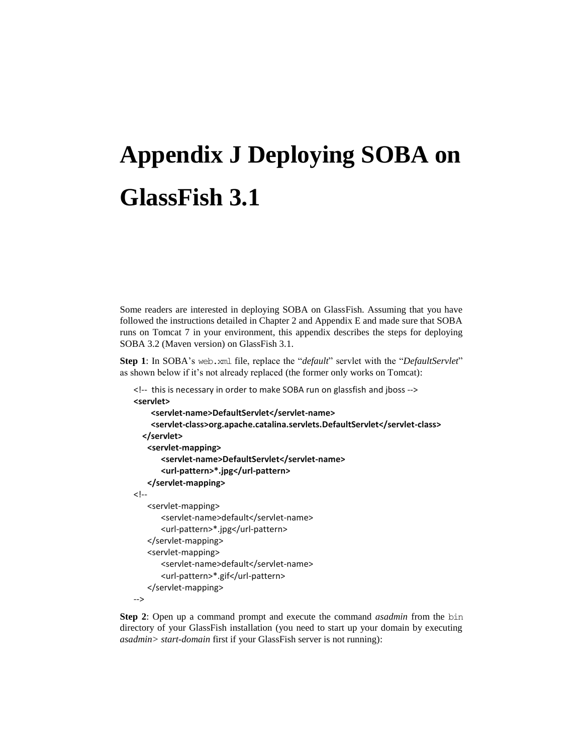# Appendix J Deploying SOBA on GlassFish 3.1

Some readers are interested in deploying SOBA on GlassFish. Assuming that you have followed the instructions detailed in Chapter 2 and Appendix E and made sure that SOBA runs on Tomcat 7 in your environment, this appendix describes the steps for deploying SOBA 3.2 (Maven version) on GlassFish 3.1.

**Step 1**: In SOBA's `web.xml` file, replace the "*default*" servlet with the "*DefaultServlet*" as shown below if it's not already replaced (the former only works on Tomcat):

```
<!--  this is necessary in order to make SOBA run on glassfish and jboss -->
<servlet>
     <servlet-name>DefaultServlet</servlet-name>
     <servlet-class>org.apache.catalina.servlets.DefaultServlet</servlet-class>
   </servlet>
    <servlet-mapping>
        <servlet-name>DefaultServlet</servlet-name>
        <url-pattern>*.jpg</url-pattern>
    </servlet-mapping>
<!--
    <servlet-mapping>
        <servlet-name>default</servlet-name>
        <url-pattern>*.jpg</url-pattern>
    </servlet-mapping>
    <servlet-mapping>
        <servlet-name>default</servlet-name>
        <url-pattern>*.gif</url-pattern>
    </servlet-mapping>
-->
```

**Step 2**: Open up a command prompt and execute the command *asadmin* from the `bin` directory of your GlassFish installation (you need to start up your domain by executing *asadmin> start-domain* first if your GlassFish server is not running):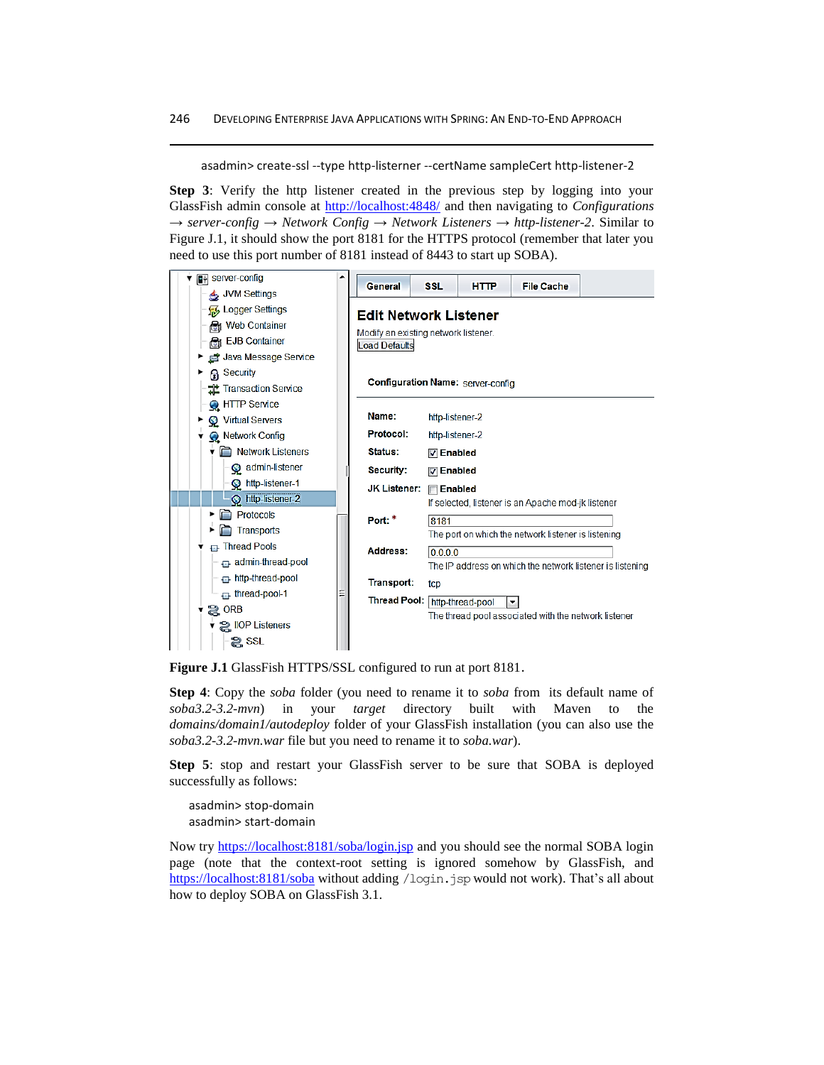```
asadmin> create-ssl --type http-listener --certName sampleCert http-listener-2
```

**Step 3**: Verify the http listener created in the previous step by logging into your GlassFish admin console at http://localhost:4848/ and then navigating to *Configurations → server-config → Network Config → Network Listeners → http-listener-2*. Similar to Figure J.1, it should show the port 8181 for the HTTPS protocol (remember that later you need to use this port number of 8181 instead of 8443 to start up SOBA).

**Figure J.1** GlassFish HTTPS/SSL configured to run at port 8181.

**Step 4**: Copy the *soba* folder (you need to rename it to *soba* from its default name of *soba3.2-3.2-mvn*) in your *target* directory built with Maven to the *domains/domain1/autodeploy* folder of your GlassFish installation (you can also use the *soba3.2-3.2-mvn.war* file but you need to rename it to *soba.war*).

**Step 5**: stop and restart your GlassFish server to be sure that SOBA is deployed successfully as follows:

```
asadmin> stop-domain
asadmin> start-domain
```

Now try https://localhost:8181/soba/login.jsp and you should see the normal SOBA login page (note that the context-root setting is ignored somehow by GlassFish, and https://localhost:8181/soba without adding `/login.jsp` would not work). That's all about how to deploy SOBA on GlassFish 3.1.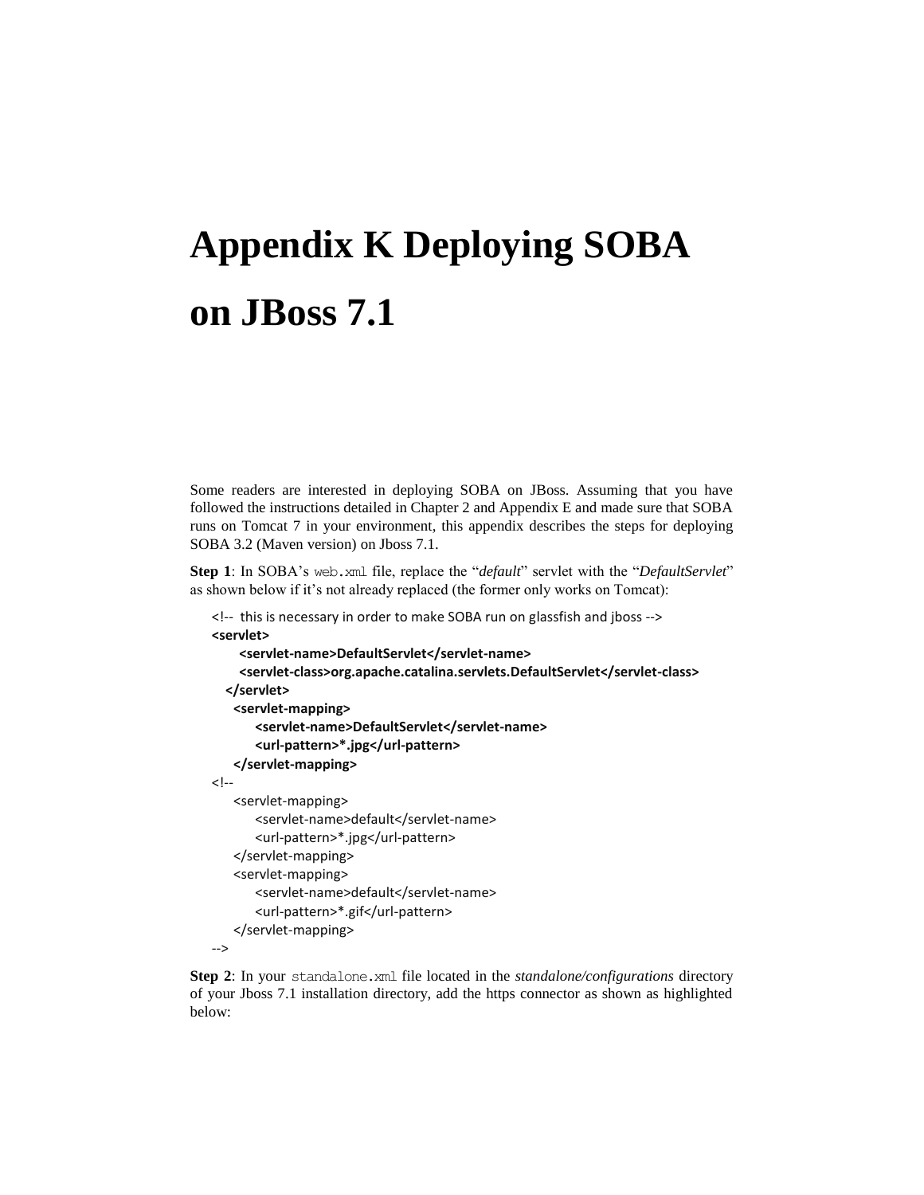# Appendix K Deploying SOBA on JBoss 7.1

Some readers are interested in deploying SOBA on JBoss. Assuming that you have followed the instructions detailed in Chapter 2 and Appendix E and made sure that SOBA runs on Tomcat 7 in your environment, this appendix describes the steps for deploying SOBA 3.2 (Maven version) on Jboss 7.1.

**Step 1**: In SOBA's `web.xml` file, replace the "*default*" servlet with the "*DefaultServlet*" as shown below if it's not already replaced (the former only works on Tomcat):

```
<!--  this is necessary in order to make SOBA run on glassfish and jboss -->
<servlet>
      <servlet-name>DefaultServlet</servlet-name>
      <servlet-class>org.apache.catalina.servlets.DefaultServlet</servlet-class>
   </servlet>
    <servlet-mapping>
        <servlet-name>DefaultServlet</servlet-name>
        <url-pattern>*.jpg</url-pattern>
    </servlet-mapping>
<!--
    <servlet-mapping>
        <servlet-name>default</servlet-name>
        <url-pattern>*.jpg</url-pattern>
    </servlet-mapping>
    <servlet-mapping>
        <servlet-name>default</servlet-name>
        <url-pattern>*.gif</url-pattern>
    </servlet-mapping>
-->
```

**Step 2**: In your `standalone.xml` file located in the *standalone/configurations* directory of your Jboss 7.1 installation directory, add the https connector as shown as highlighted below: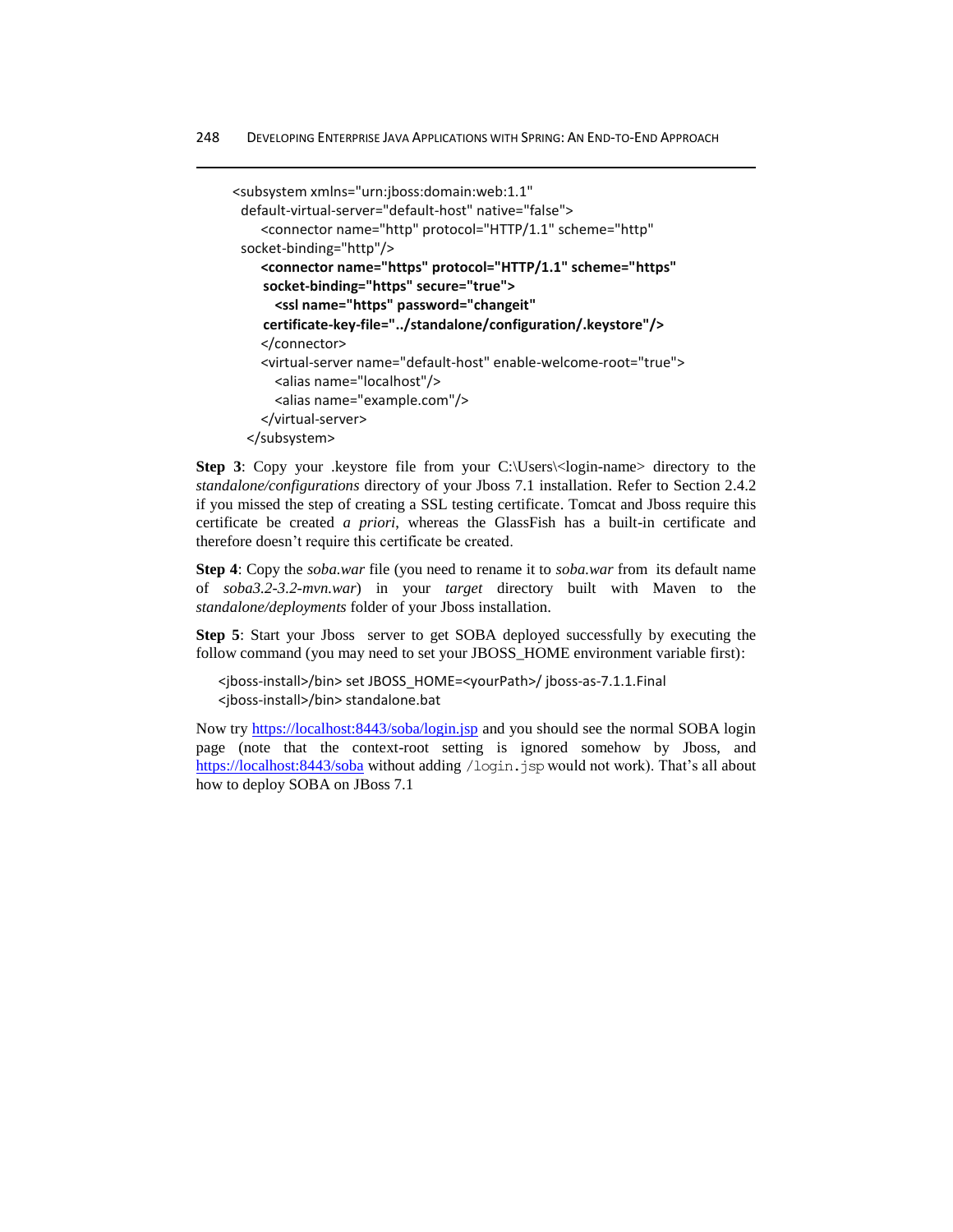```
<subsystem xmlns="urn:jboss:domain:web:1.1"
  default-virtual-server="default-host" native="false">
     <connector name="http" protocol="HTTP/1.1" scheme="http"
  socket-binding="http"/>
     <connector name="https" protocol="HTTP/1.1" scheme="https"
      socket-binding="https" secure="true">
        <ssl name="https" password="changeit"
      certificate-key-file="../standalone/configuration/.keystore"/>
     </connector>
     <virtual-server name="default-host" enable-welcome-root="true">
        <alias name="localhost"/>
        <alias name="example.com"/>
     </virtual-server>
   </subsystem>
```

**Step 3**: Copy your .keystore file from your C:\Users\<login-name> directory to the *standalone/configurations* directory of your Jboss 7.1 installation. Refer to Section 2.4.2 if you missed the step of creating a SSL testing certificate. Tomcat and Jboss require this certificate be created *a priori*, whereas the GlassFish has a built-in certificate and therefore doesn't require this certificate be created.

**Step 4**: Copy the *soba.war* file (you need to rename it to *soba.war* from its default name of *soba3.2-3.2-mvn.war*) in your *target* directory built with Maven to the *standalone/deployments* folder of your Jboss installation.

**Step 5**: Start your Jboss server to get SOBA deployed successfully by executing the follow command (you may need to set your JBOSS_HOME environment variable first):

```
<jboss-install>/bin> set JBOSS_HOME=<yourPath>/ jboss-as-7.1.1.Final
<jboss-install>/bin> standalone.bat
```

Now try https://localhost:8443/soba/login.jsp and you should see the normal SOBA login page (note that the context-root setting is ignored somehow by Jboss, and https://localhost:8443/soba without adding `/login.jsp` would not work). That's all about how to deploy SOBA on JBoss 7.1